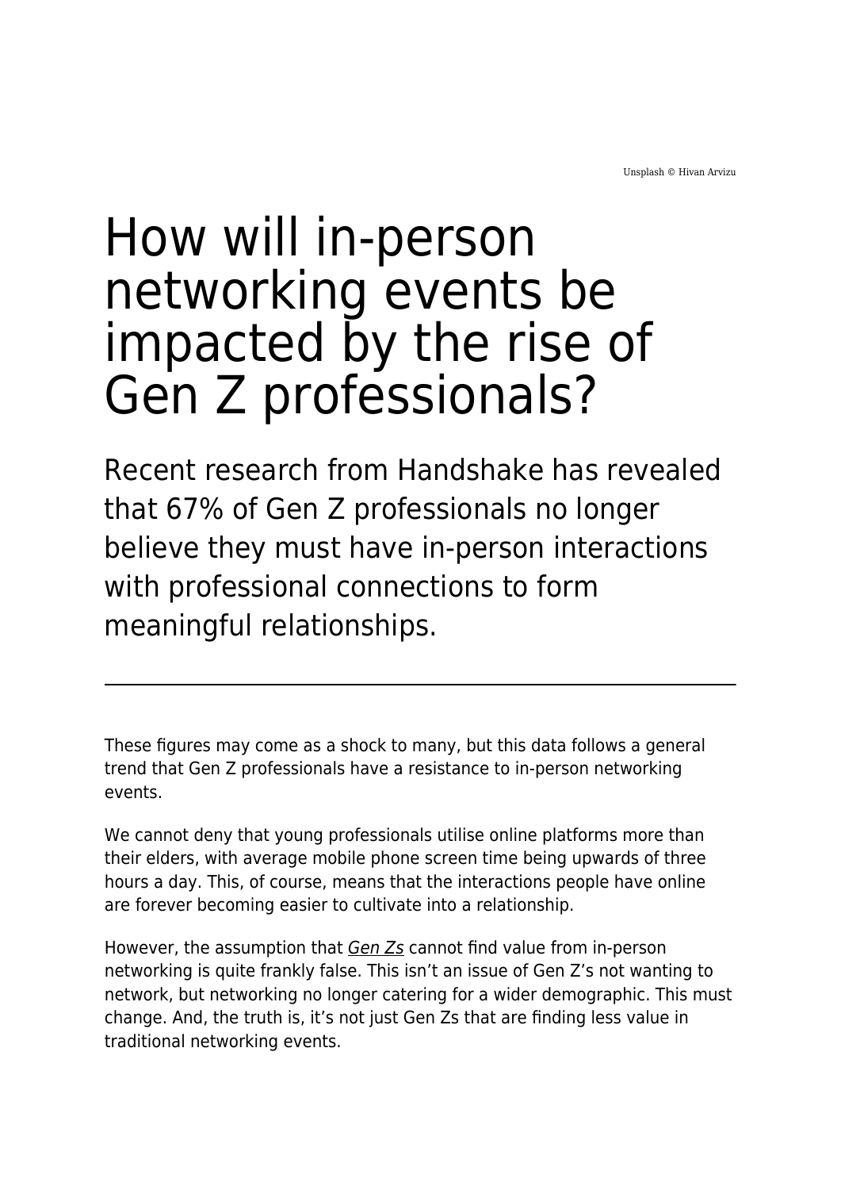Unsplash © Hivan Arvizu

# How will in-person networking events be impacted by the rise of Gen Z professionals?

## Recent research from Handshake has revealed that 67% of Gen Z professionals no longer believe they must have in-person interactions with professional connections to form meaningful relationships.

---

These figures may come as a shock to many, but this data follows a general trend that Gen Z professionals have a resistance to in-person networking events.

We cannot deny that young professionals utilise online platforms more than their elders, with average mobile phone screen time being upwards of three hours a day. This, of course, means that the interactions people have online are forever becoming easier to cultivate into a relationship.

However, the assumption that *Gen Zs* cannot find value from in-person networking is quite frankly false. This isn't an issue of Gen Z's not wanting to network, but networking no longer catering for a wider demographic. This must change. And, the truth is, it's not just Gen Zs that are finding less value in traditional networking events.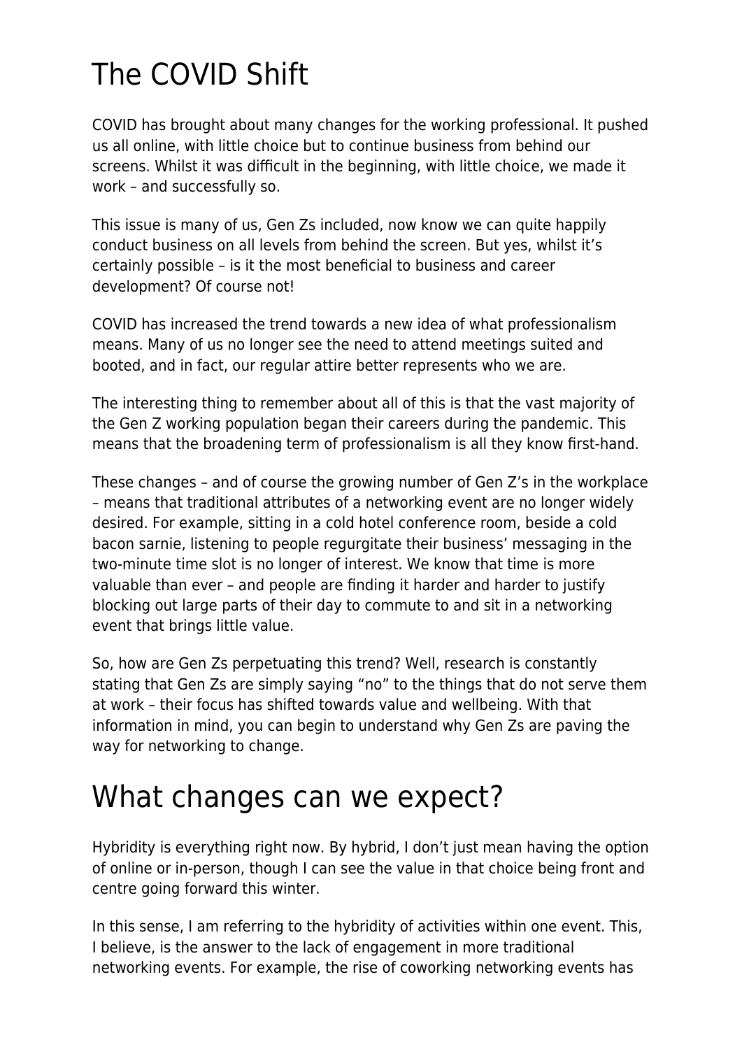# The COVID Shift

COVID has brought about many changes for the working professional. It pushed us all online, with little choice but to continue business from behind our screens. Whilst it was difficult in the beginning, with little choice, we made it work – and successfully so.

This issue is many of us, Gen Zs included, now know we can quite happily conduct business on all levels from behind the screen. But yes, whilst it's certainly possible – is it the most beneficial to business and career development? Of course not!

COVID has increased the trend towards a new idea of what professionalism means. Many of us no longer see the need to attend meetings suited and booted, and in fact, our regular attire better represents who we are.

The interesting thing to remember about all of this is that the vast majority of the Gen Z working population began their careers during the pandemic. This means that the broadening term of professionalism is all they know first-hand.

These changes – and of course the growing number of Gen Z's in the workplace – means that traditional attributes of a networking event are no longer widely desired. For example, sitting in a cold hotel conference room, beside a cold bacon sarnie, listening to people regurgitate their business' messaging in the two-minute time slot is no longer of interest. We know that time is more valuable than ever – and people are finding it harder and harder to justify blocking out large parts of their day to commute to and sit in a networking event that brings little value.

So, how are Gen Zs perpetuating this trend? Well, research is constantly stating that Gen Zs are simply saying "no" to the things that do not serve them at work – their focus has shifted towards value and wellbeing. With that information in mind, you can begin to understand why Gen Zs are paving the way for networking to change.

# What changes can we expect?

Hybridity is everything right now. By hybrid, I don't just mean having the option of online or in-person, though I can see the value in that choice being front and centre going forward this winter.

In this sense, I am referring to the hybridity of activities within one event. This, I believe, is the answer to the lack of engagement in more traditional networking events. For example, the rise of coworking networking events has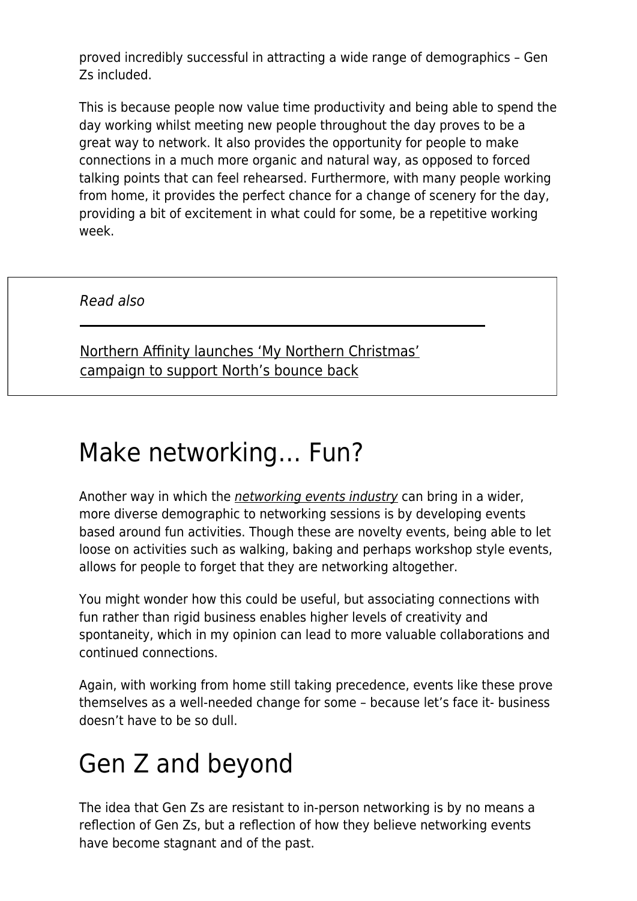proved incredibly successful in attracting a wide range of demographics – Gen Zs included.

This is because people now value time productivity and being able to spend the day working whilst meeting new people throughout the day proves to be a great way to network. It also provides the opportunity for people to make connections in a much more organic and natural way, as opposed to forced talking points that can feel rehearsed. Furthermore, with many people working from home, it provides the perfect chance for a change of scenery for the day, providing a bit of excitement in what could for some, be a repetitive working week.

*Read also*

Northern Affinity launches 'My Northern Christmas' campaign to support North's bounce back

## Make networking… Fun?

Another way in which the *networking events industry* can bring in a wider, more diverse demographic to networking sessions is by developing events based around fun activities. Though these are novelty events, being able to let loose on activities such as walking, baking and perhaps workshop style events, allows for people to forget that they are networking altogether.

You might wonder how this could be useful, but associating connections with fun rather than rigid business enables higher levels of creativity and spontaneity, which in my opinion can lead to more valuable collaborations and continued connections.

Again, with working from home still taking precedence, events like these prove themselves as a well-needed change for some – because let's face it- business doesn't have to be so dull.

## Gen Z and beyond

The idea that Gen Zs are resistant to in-person networking is by no means a reflection of Gen Zs, but a reflection of how they believe networking events have become stagnant and of the past.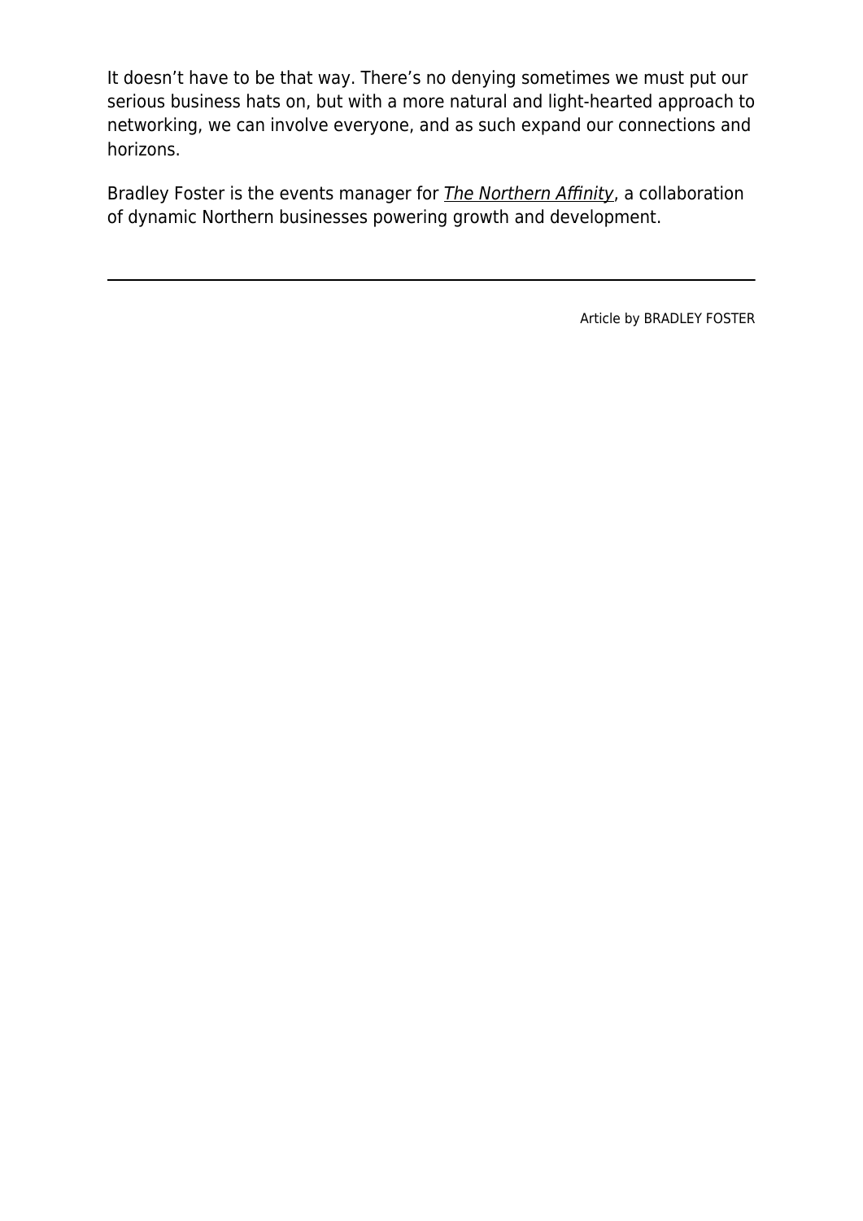It doesn't have to be that way. There's no denying sometimes we must put our serious business hats on, but with a more natural and light-hearted approach to networking, we can involve everyone, and as such expand our connections and horizons.

Bradley Foster is the events manager for *The Northern Affinity*, a collaboration of dynamic Northern businesses powering growth and development.

---

Article by BRADLEY FOSTER